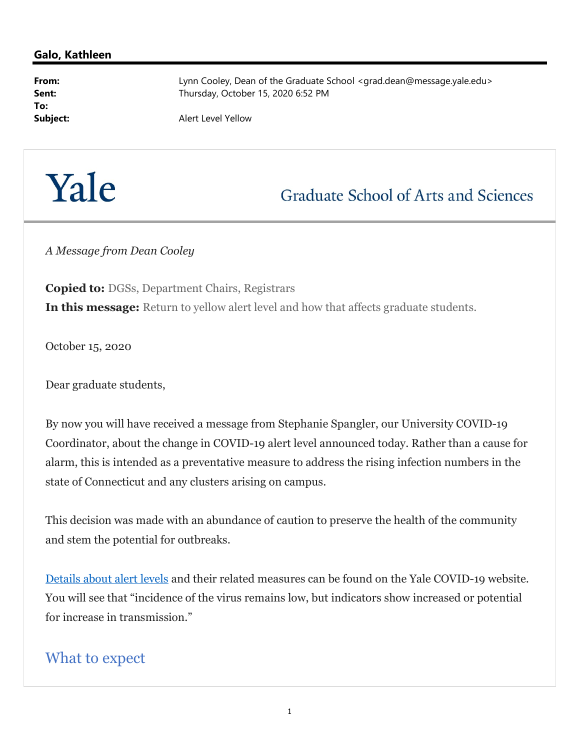**Galo, Kathleen**

**From:** Lynn Cooley, Dean of the Graduate School <grad.dean@message.yale.edu>
**Sent:** Thursday, October 15, 2020 6:52 PM
**To:**
**Subject:** Alert Level Yellow

Yale — Graduate School of Arts and Sciences

*A Message from Dean Cooley*

**Copied to:** DGSs, Department Chairs, Registrars
**In this message:** Return to yellow alert level and how that affects graduate students.

October 15, 2020

Dear graduate students,

By now you will have received a message from Stephanie Spangler, our University COVID-19 Coordinator, about the change in COVID-19 alert level announced today. Rather than a cause for alarm, this is intended as a preventative measure to address the rising infection numbers in the state of Connecticut and any clusters arising on campus.

This decision was made with an abundance of caution to preserve the health of the community and stem the potential for outbreaks.

Details about alert levels and their related measures can be found on the Yale COVID-19 website. You will see that "incidence of the virus remains low, but indicators show increased or potential for increase in transmission."

## What to expect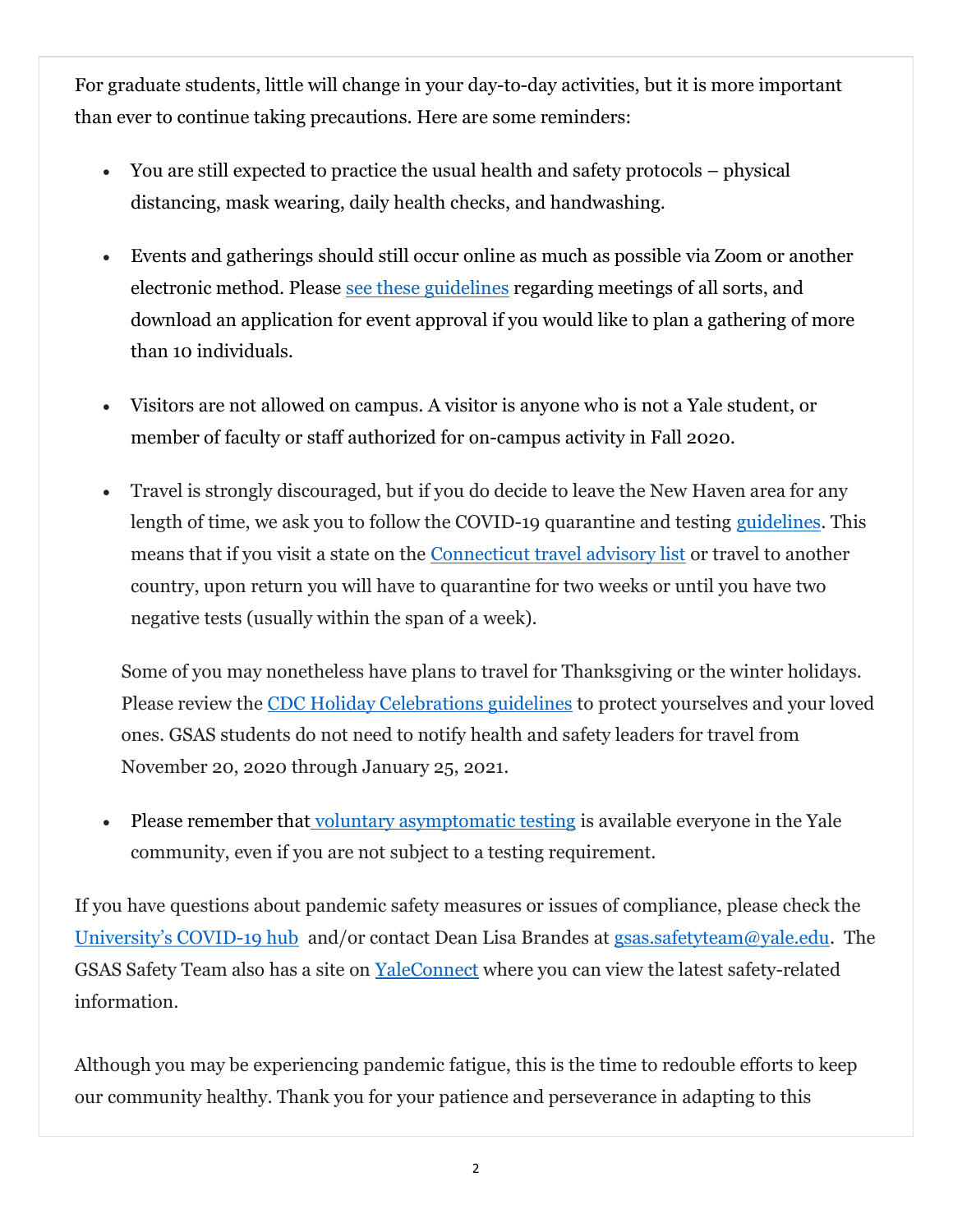For graduate students, little will change in your day-to-day activities, but it is more important than ever to continue taking precautions. Here are some reminders:

- You are still expected to practice the usual health and safety protocols – physical distancing, mask wearing, daily health checks, and handwashing.

- Events and gatherings should still occur online as much as possible via Zoom or another electronic method. Please see these guidelines regarding meetings of all sorts, and download an application for event approval if you would like to plan a gathering of more than 10 individuals.

- Visitors are not allowed on campus. A visitor is anyone who is not a Yale student, or member of faculty or staff authorized for on-campus activity in Fall 2020.

- Travel is strongly discouraged, but if you do decide to leave the New Haven area for any length of time, we ask you to follow the COVID-19 quarantine and testing guidelines. This means that if you visit a state on the Connecticut travel advisory list or travel to another country, upon return you will have to quarantine for two weeks or until you have two negative tests (usually within the span of a week).

  Some of you may nonetheless have plans to travel for Thanksgiving or the winter holidays. Please review the CDC Holiday Celebrations guidelines to protect yourselves and your loved ones. GSAS students do not need to notify health and safety leaders for travel from November 20, 2020 through January 25, 2021.

- Please remember that voluntary asymptomatic testing is available everyone in the Yale community, even if you are not subject to a testing requirement.

If you have questions about pandemic safety measures or issues of compliance, please check the University's COVID-19 hub and/or contact Dean Lisa Brandes at gsas.safetyteam@yale.edu. The GSAS Safety Team also has a site on YaleConnect where you can view the latest safety-related information.

Although you may be experiencing pandemic fatigue, this is the time to redouble efforts to keep our community healthy. Thank you for your patience and perseverance in adapting to this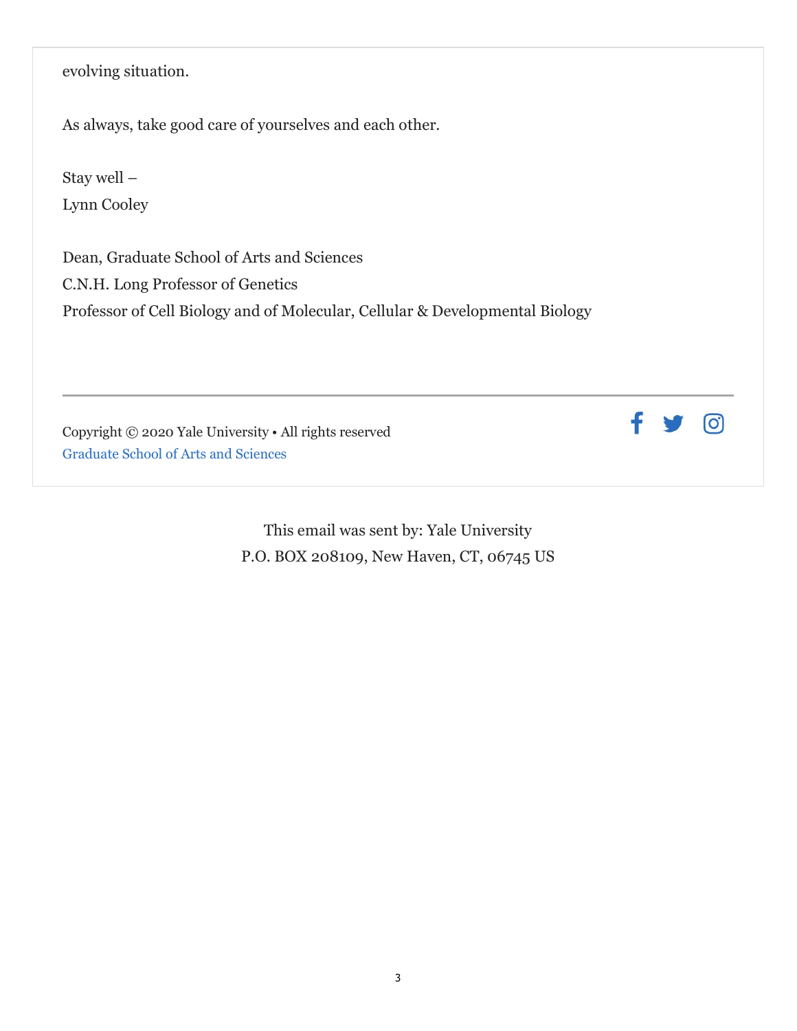evolving situation.

As always, take good care of yourselves and each other.

Stay well –  
Lynn Cooley

Dean, Graduate School of Arts and Sciences  
C.N.H. Long Professor of Genetics  
Professor of Cell Biology and of Molecular, Cellular & Developmental Biology

---

Copyright © 2020 Yale University • All rights reserved  
Graduate School of Arts and Sciences

This email was sent by: Yale University  
P.O. BOX 208109, New Haven, CT, 06745 US